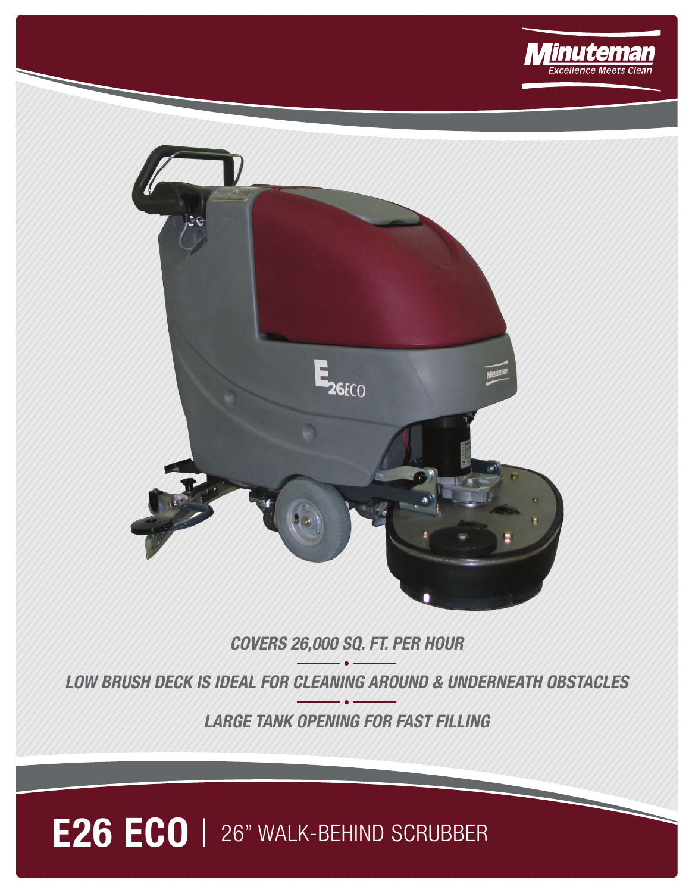Minuteman
Excellence Meets Clean

*COVERS 26,000 SQ. FT. PER HOUR*

*LOW BRUSH DECK IS IDEAL FOR CLEANING AROUND & UNDERNEATH OBSTACLES*

*LARGE TANK OPENING FOR FAST FILLING*

# E26 ECO | 26" WALK-BEHIND SCRUBBER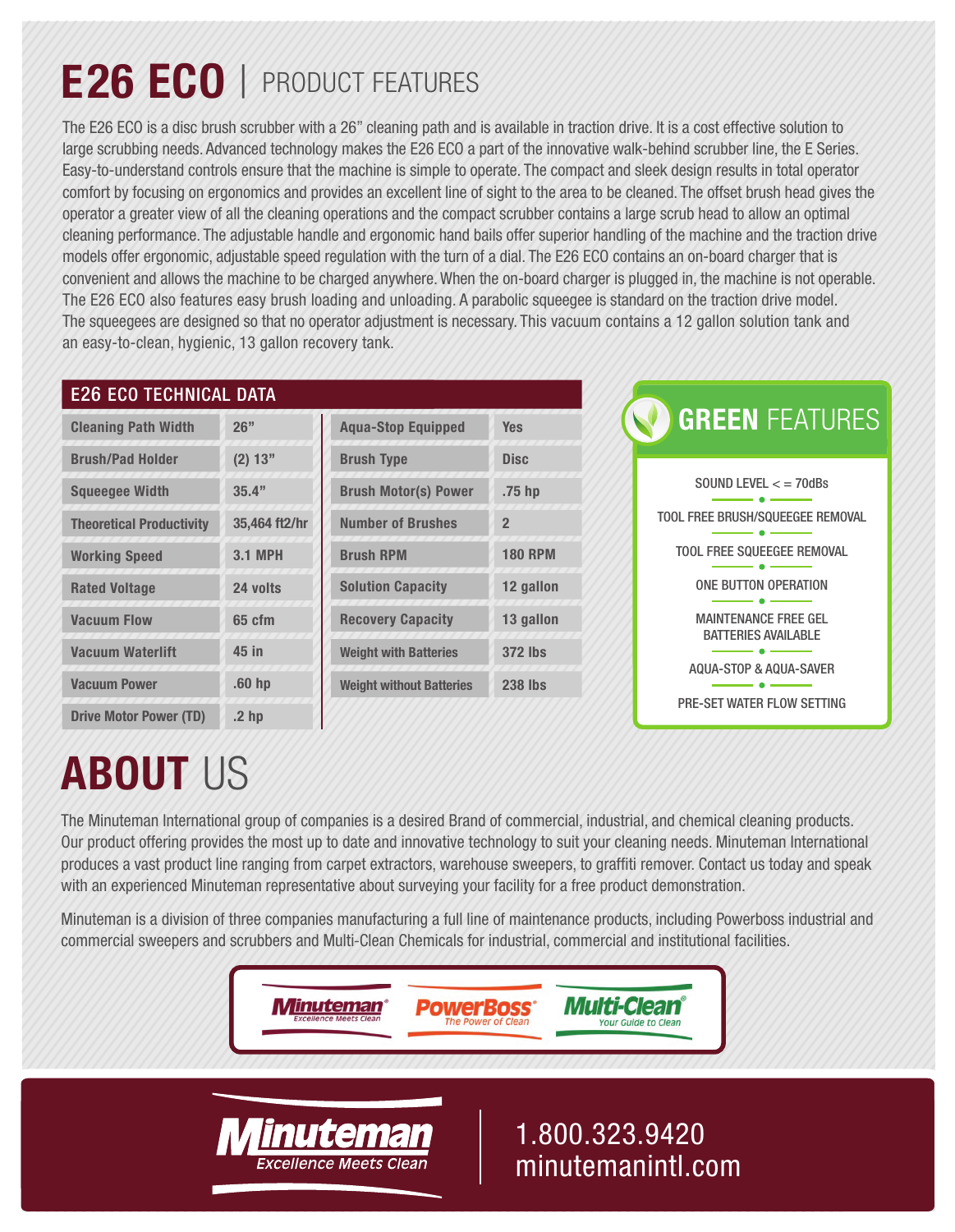# E26 ECO | PRODUCT FEATURES

The E26 ECO is a disc brush scrubber with a 26" cleaning path and is available in traction drive. It is a cost effective solution to large scrubbing needs. Advanced technology makes the E26 ECO a part of the innovative walk-behind scrubber line, the E Series. Easy-to-understand controls ensure that the machine is simple to operate. The compact and sleek design results in total operator comfort by focusing on ergonomics and provides an excellent line of sight to the area to be cleaned. The offset brush head gives the operator a greater view of all the cleaning operations and the compact scrubber contains a large scrub head to allow an optimal cleaning performance. The adjustable handle and ergonomic hand bails offer superior handling of the machine and the traction drive models offer ergonomic, adjustable speed regulation with the turn of a dial. The E26 ECO contains an on-board charger that is convenient and allows the machine to be charged anywhere. When the on-board charger is plugged in, the machine is not operable. The E26 ECO also features easy brush loading and unloading. A parabolic squeegee is standard on the traction drive model. The squeegees are designed so that no operator adjustment is necessary. This vacuum contains a 12 gallon solution tank and an easy-to-clean, hygienic, 13 gallon recovery tank.

## E26 ECO TECHNICAL DATA

| | | | |
|---|---|---|---|
| Cleaning Path Width | 26" | Aqua-Stop Equipped | Yes |
| Brush/Pad Holder | (2) 13" | Brush Type | Disc |
| Squeegee Width | 35.4" | Brush Motor(s) Power | .75 hp |
| Theoretical Productivity | 35,464 ft2/hr | Number of Brushes | 2 |
| Working Speed | 3.1 MPH | Brush RPM | 180 RPM |
| Rated Voltage | 24 volts | Solution Capacity | 12 gallon |
| Vacuum Flow | 65 cfm | Recovery Capacity | 13 gallon |
| Vacuum Waterlift | 45 in | Weight with Batteries | 372 lbs |
| Vacuum Power | .60 hp | Weight without Batteries | 238 lbs |
| Drive Motor Power (TD) | .2 hp | | |

## GREEN FEATURES

- SOUND LEVEL < = 70dBs
- TOOL FREE BRUSH/SQUEEGEE REMOVAL
- TOOL FREE SQUEEGEE REMOVAL
- ONE BUTTON OPERATION
- MAINTENANCE FREE GEL BATTERIES AVAILABLE
- AQUA-STOP & AQUA-SAVER
- PRE-SET WATER FLOW SETTING

# ABOUT US

The Minuteman International group of companies is a desired Brand of commercial, industrial, and chemical cleaning products. Our product offering provides the most up to date and innovative technology to suit your cleaning needs. Minuteman International produces a vast product line ranging from carpet extractors, warehouse sweepers, to graffiti remover. Contact us today and speak with an experienced Minuteman representative about surveying your facility for a free product demonstration.

Minuteman is a division of three companies manufacturing a full line of maintenance products, including Powerboss industrial and commercial sweepers and scrubbers and Multi-Clean Chemicals for industrial, commercial and institutional facilities.

Minuteman® Excellence Meets Clean | PowerBoss® The Power of Clean | Multi-Clean® Your Guide to Clean

Minuteman Excellence Meets Clean

1.800.323.9420
minutemanintl.com